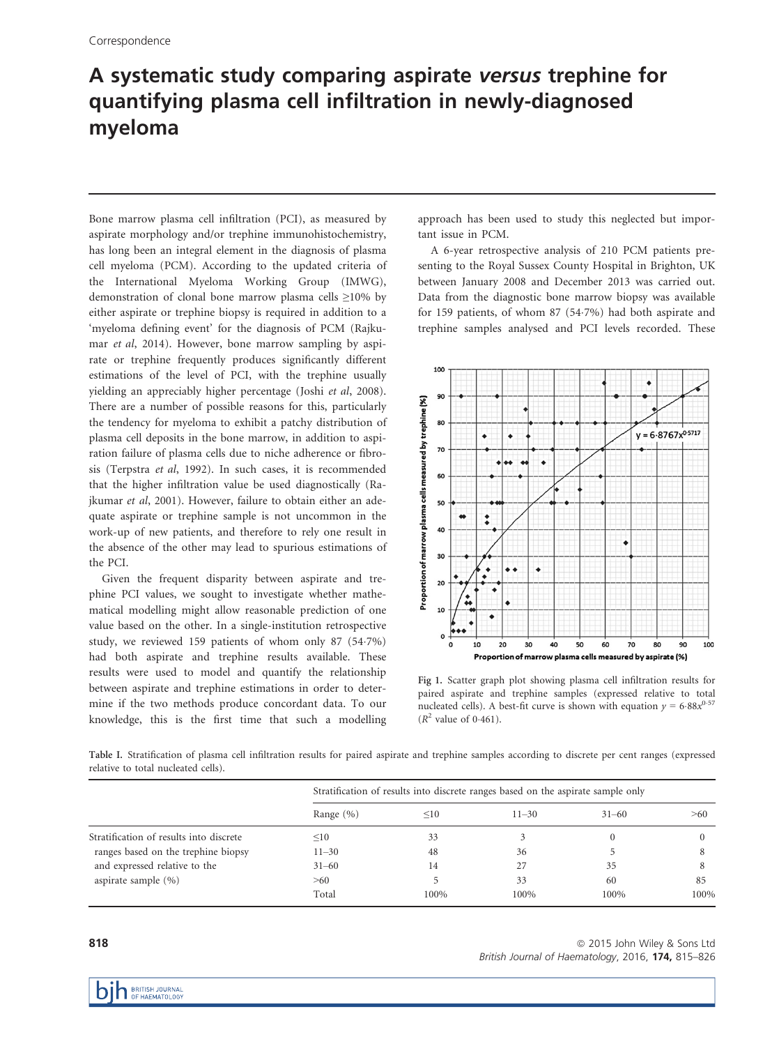Correspondence

# A systematic study comparing aspirate *versus* trephine for quantifying plasma cell infiltration in newly-diagnosed myeloma

Bone marrow plasma cell infiltration (PCI), as measured by aspirate morphology and/or trephine immunohistochemistry, has long been an integral element in the diagnosis of plasma cell myeloma (PCM). According to the updated criteria of the International Myeloma Working Group (IMWG), demonstration of clonal bone marrow plasma cells ≥10% by either aspirate or trephine biopsy is required in addition to a 'myeloma defining event' for the diagnosis of PCM (Rajkumar *et al*, 2014). However, bone marrow sampling by aspirate or trephine frequently produces significantly different estimations of the level of PCI, with the trephine usually yielding an appreciably higher percentage (Joshi *et al*, 2008). There are a number of possible reasons for this, particularly the tendency for myeloma to exhibit a patchy distribution of plasma cell deposits in the bone marrow, in addition to aspiration failure of plasma cells due to niche adherence or fibrosis (Terpstra *et al*, 1992). In such cases, it is recommended that the higher infiltration value be used diagnostically (Rajkumar *et al*, 2001). However, failure to obtain either an adequate aspirate or trephine sample is not uncommon in the work-up of new patients, and therefore to rely one result in the absence of the other may lead to spurious estimations of the PCI.

Given the frequent disparity between aspirate and trephine PCI values, we sought to investigate whether mathematical modelling might allow reasonable prediction of one value based on the other. In a single-institution retrospective study, we reviewed 159 patients of whom only 87 (54·7%) had both aspirate and trephine results available. These results were used to model and quantify the relationship between aspirate and trephine estimations in order to determine if the two methods produce concordant data. To our knowledge, this is the first time that such a modelling approach has been used to study this neglected but important issue in PCM.

A 6-year retrospective analysis of 210 PCM patients presenting to the Royal Sussex County Hospital in Brighton, UK between January 2008 and December 2013 was carried out. Data from the diagnostic bone marrow biopsy was available for 159 patients, of whom 87 (54·7%) had both aspirate and trephine samples analysed and PCI levels recorded. These

Fig 1. Scatter graph plot showing plasma cell infiltration results for paired aspirate and trephine samples (expressed relative to total nucleated cells). A best-fit curve is shown with equation $y = 6{\cdot}88x^{0{\cdot}57}$ ($R^2$ value of 0·461).

Table I. Stratification of plasma cell infiltration results for paired aspirate and trephine samples according to discrete per cent ranges (expressed relative to total nucleated cells).

| | Stratification of results into discrete ranges based on the aspirate sample only | | | | |
|---|---|---|---|---|---|
| | Range (%) | ≤10 | 11–30 | 31–60 | >60 |
| Stratification of results into discrete ranges based on the trephine biopsy and expressed relative to the aspirate sample (%) | ≤10 | 33 | 3 | 0 | 0 |
| | 11–30 | 48 | 36 | 5 | 8 |
| | 31–60 | 14 | 27 | 35 | 8 |
| | >60 | 5 | 33 | 60 | 85 |
| | Total | 100% | 100% | 100% | 100% |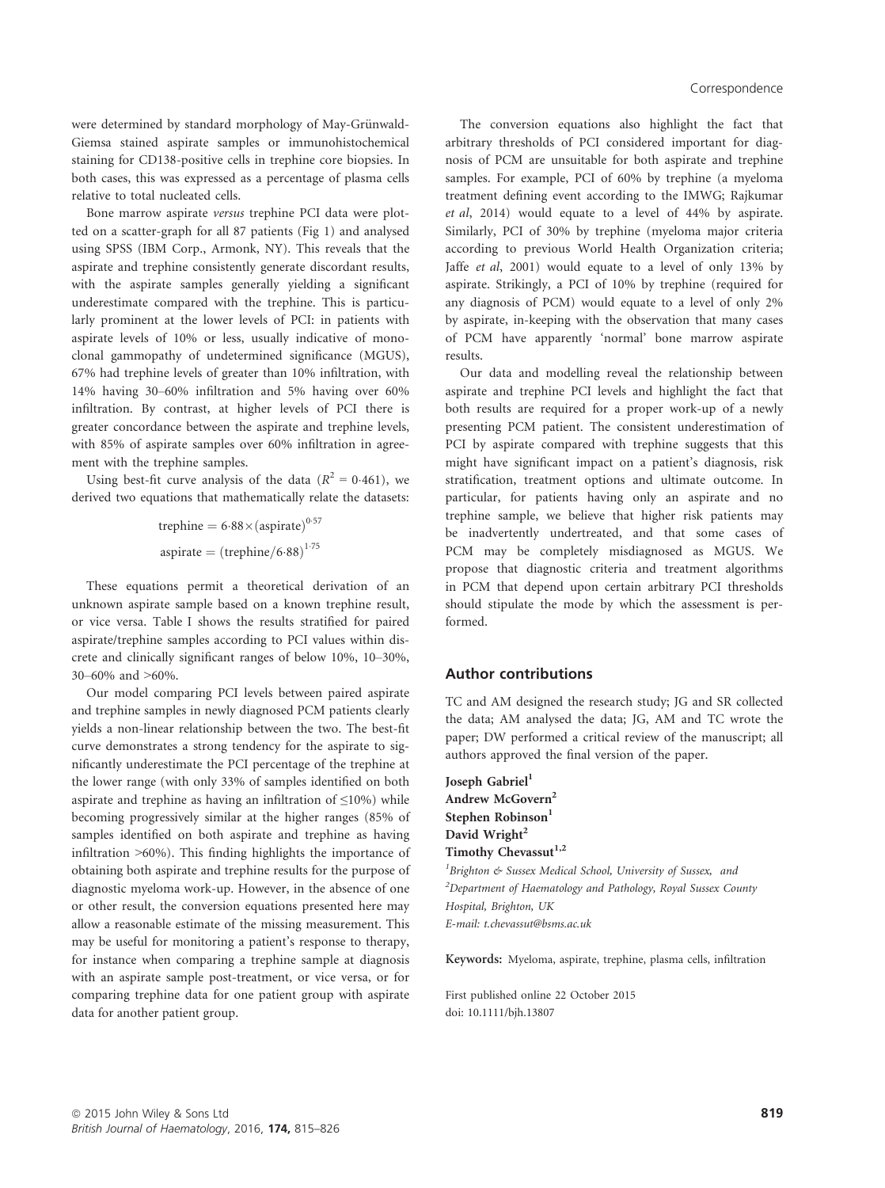were determined by standard morphology of May-Grünwald-Giemsa stained aspirate samples or immunohistochemical staining for CD138-positive cells in trephine core biopsies. In both cases, this was expressed as a percentage of plasma cells relative to total nucleated cells.

Bone marrow aspirate *versus* trephine PCI data were plotted on a scatter-graph for all 87 patients (Fig 1) and analysed using SPSS (IBM Corp., Armonk, NY). This reveals that the aspirate and trephine consistently generate discordant results, with the aspirate samples generally yielding a significant underestimate compared with the trephine. This is particularly prominent at the lower levels of PCI: in patients with aspirate levels of 10% or less, usually indicative of monoclonal gammopathy of undetermined significance (MGUS), 67% had trephine levels of greater than 10% infiltration, with 14% having 30–60% infiltration and 5% having over 60% infiltration. By contrast, at higher levels of PCI there is greater concordance between the aspirate and trephine levels, with 85% of aspirate samples over 60% infiltration in agreement with the trephine samples.

Using best-fit curve analysis of the data ($R^2 = 0{\cdot}461$), we derived two equations that mathematically relate the datasets:

$$\text{trephine} = 6{\cdot}88 \times (\text{aspirate})^{0{\cdot}57}$$

$$\text{aspirate} = (\text{trephine}/6{\cdot}88)^{1{\cdot}75}$$

These equations permit a theoretical derivation of an unknown aspirate sample based on a known trephine result, or vice versa. Table I shows the results stratified for paired aspirate/trephine samples according to PCI values within discrete and clinically significant ranges of below 10%, 10–30%, 30–60% and >60%.

Our model comparing PCI levels between paired aspirate and trephine samples in newly diagnosed PCM patients clearly yields a non-linear relationship between the two. The best-fit curve demonstrates a strong tendency for the aspirate to significantly underestimate the PCI percentage of the trephine at the lower range (with only 33% of samples identified on both aspirate and trephine as having an infiltration of ≤10%) while becoming progressively similar at the higher ranges (85% of samples identified on both aspirate and trephine as having infiltration >60%). This finding highlights the importance of obtaining both aspirate and trephine results for the purpose of diagnostic myeloma work-up. However, in the absence of one or other result, the conversion equations presented here may allow a reasonable estimate of the missing measurement. This may be useful for monitoring a patient's response to therapy, for instance when comparing a trephine sample at diagnosis with an aspirate sample post-treatment, or vice versa, or for comparing trephine data for one patient group with aspirate data for another patient group.

The conversion equations also highlight the fact that arbitrary thresholds of PCI considered important for diagnosis of PCM are unsuitable for both aspirate and trephine samples. For example, PCI of 60% by trephine (a myeloma treatment defining event according to the IMWG; Rajkumar *et al*, 2014) would equate to a level of 44% by aspirate. Similarly, PCI of 30% by trephine (myeloma major criteria according to previous World Health Organization criteria; Jaffe *et al*, 2001) would equate to a level of only 13% by aspirate. Strikingly, a PCI of 10% by trephine (required for any diagnosis of PCM) would equate to a level of only 2% by aspirate, in-keeping with the observation that many cases of PCM have apparently 'normal' bone marrow aspirate results.

Our data and modelling reveal the relationship between aspirate and trephine PCI levels and highlight the fact that both results are required for a proper work-up of a newly presenting PCM patient. The consistent underestimation of PCI by aspirate compared with trephine suggests that this might have significant impact on a patient's diagnosis, risk stratification, treatment options and ultimate outcome. In particular, for patients having only an aspirate and no trephine sample, we believe that higher risk patients may be inadvertently undertreated, and that some cases of PCM may be completely misdiagnosed as MGUS. We propose that diagnostic criteria and treatment algorithms in PCM that depend upon certain arbitrary PCI thresholds should stipulate the mode by which the assessment is performed.

## Author contributions

TC and AM designed the research study; JG and SR collected the data; AM analysed the data; JG, AM and TC wrote the paper; DW performed a critical review of the manuscript; all authors approved the final version of the paper.

**Joseph Gabriel**[1]
**Andrew McGovern**[2]
**Stephen Robinson**[1]
**David Wright**[2]
**Timothy Chevassut**[1,2]

[1]*Brighton & Sussex Medical School, University of Sussex, and* [2]*Department of Haematology and Pathology, Royal Sussex County Hospital, Brighton, UK*
*E-mail: t.chevassut@bsms.ac.uk*

**Keywords:** Myeloma, aspirate, trephine, plasma cells, infiltration

First published online 22 October 2015
doi: 10.1111/bjh.13807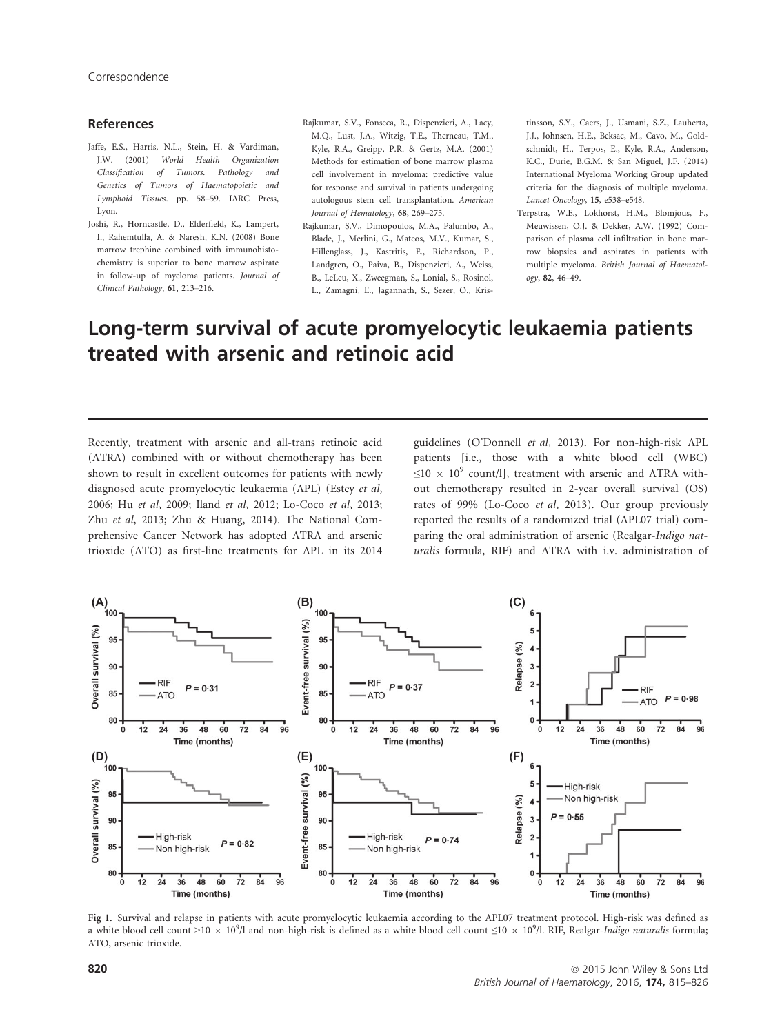## References

Jaffe, E.S., Harris, N.L., Stein, H. & Vardiman, J.W. (2001) *World Health Organization Classification of Tumors. Pathology and Genetics of Tumors of Haematopoietic and Lymphoid Tissues*. pp. 58–59. IARC Press, Lyon.

Joshi, R., Horncastle, D., Elderfield, K., Lampert, I., Rahemtulla, A. & Naresh, K.N. (2008) Bone marrow trephine combined with immunohistochemistry is superior to bone marrow aspirate in follow-up of myeloma patients. *Journal of Clinical Pathology*, **61**, 213–216.

Rajkumar, S.V., Fonseca, R., Dispenzieri, A., Lacy, M.Q., Lust, J.A., Witzig, T.E., Therneau, T.M., Kyle, R.A., Greipp, P.R. & Gertz, M.A. (2001) Methods for estimation of bone marrow plasma cell involvement in myeloma: predictive value for response and survival in patients undergoing autologous stem cell transplantation. *American Journal of Hematology*, **68**, 269–275.

Rajkumar, S.V., Dimopoulos, M.A., Palumbo, A., Blade, J., Merlini, G., Mateos, M.V., Kumar, S., Hillenglass, J., Kastritis, E., Richardson, P., Landgren, O., Paiva, B., Dispenzieri, A., Weiss, B., LeLeu, X., Zweegman, S., Lonial, S., Rosinol, L., Zamagni, E., Jagannath, S., Sezer, O., Kristinsson, S.Y., Caers, J., Usmani, S.Z., Lauherta, J.J., Johnsen, H.E., Beksac, M., Cavo, M., Goldschmidt, H., Terpos, E., Kyle, R.A., Anderson, K.C., Durie, B.G.M. & San Miguel, J.F. (2014) International Myeloma Working Group updated criteria for the diagnosis of multiple myeloma. *Lancet Oncology*, **15**, e538–e548.

Terpstra, W.E., Lokhorst, H.M., Blomjous, F., Meuwissen, O.J. & Dekker, A.W. (1992) Comparison of plasma cell infiltration in bone marrow biopsies and aspirates in patients with multiple myeloma. *British Journal of Haematology*, **82**, 46–49.

# Long-term survival of acute promyelocytic leukaemia patients treated with arsenic and retinoic acid

Recently, treatment with arsenic and all-trans retinoic acid (ATRA) combined with or without chemotherapy has been shown to result in excellent outcomes for patients with newly diagnosed acute promyelocytic leukaemia (APL) (Estey *et al*, 2006; Hu *et al*, 2009; Iland *et al*, 2012; Lo-Coco *et al*, 2013; Zhu *et al*, 2013; Zhu & Huang, 2014). The National Comprehensive Cancer Network has adopted ATRA and arsenic trioxide (ATO) as first-line treatments for APL in its 2014 guidelines (O'Donnell *et al*, 2013). For non-high-risk APL patients [i.e., those with a white blood cell (WBC) $\leq 10 \times 10^9$ count/l], treatment with arsenic and ATRA without chemotherapy resulted in 2-year overall survival (OS) rates of 99% (Lo-Coco *et al*, 2013). Our group previously reported the results of a randomized trial (APL07 trial) comparing the oral administration of arsenic (Realgar-*Indigo naturalis* formula, RIF) and ATRA with i.v. administration of

(A)
Overall survival (%)
RIF
ATO
$P = 0{\cdot}31$
Time (months)

(B)
Event-free survival (%)
RIF
ATO
$P = 0{\cdot}37$
Time (months)

(C)
Relapse (%)
RIF
ATO
$P = 0{\cdot}98$
Time (months)

(D)
Overall survival (%)
High-risk
Non high-risk
$P = 0{\cdot}82$
Time (months)

(E)
Event-free survival (%)
High-risk
Non high-risk
$P = 0{\cdot}74$
Time (months)

(F)
Relapse (%)
High-risk
Non high-risk
$P = 0{\cdot}55$
Time (months)

Fig 1. Survival and relapse in patients with acute promyelocytic leukaemia according to the APL07 treatment protocol. High-risk was defined as a white blood cell count $>10 \times 10^9$/l and non-high-risk is defined as a white blood cell count $\leq 10 \times 10^9$/l. RIF, Realgar-*Indigo naturalis* formula; ATO, arsenic trioxide.